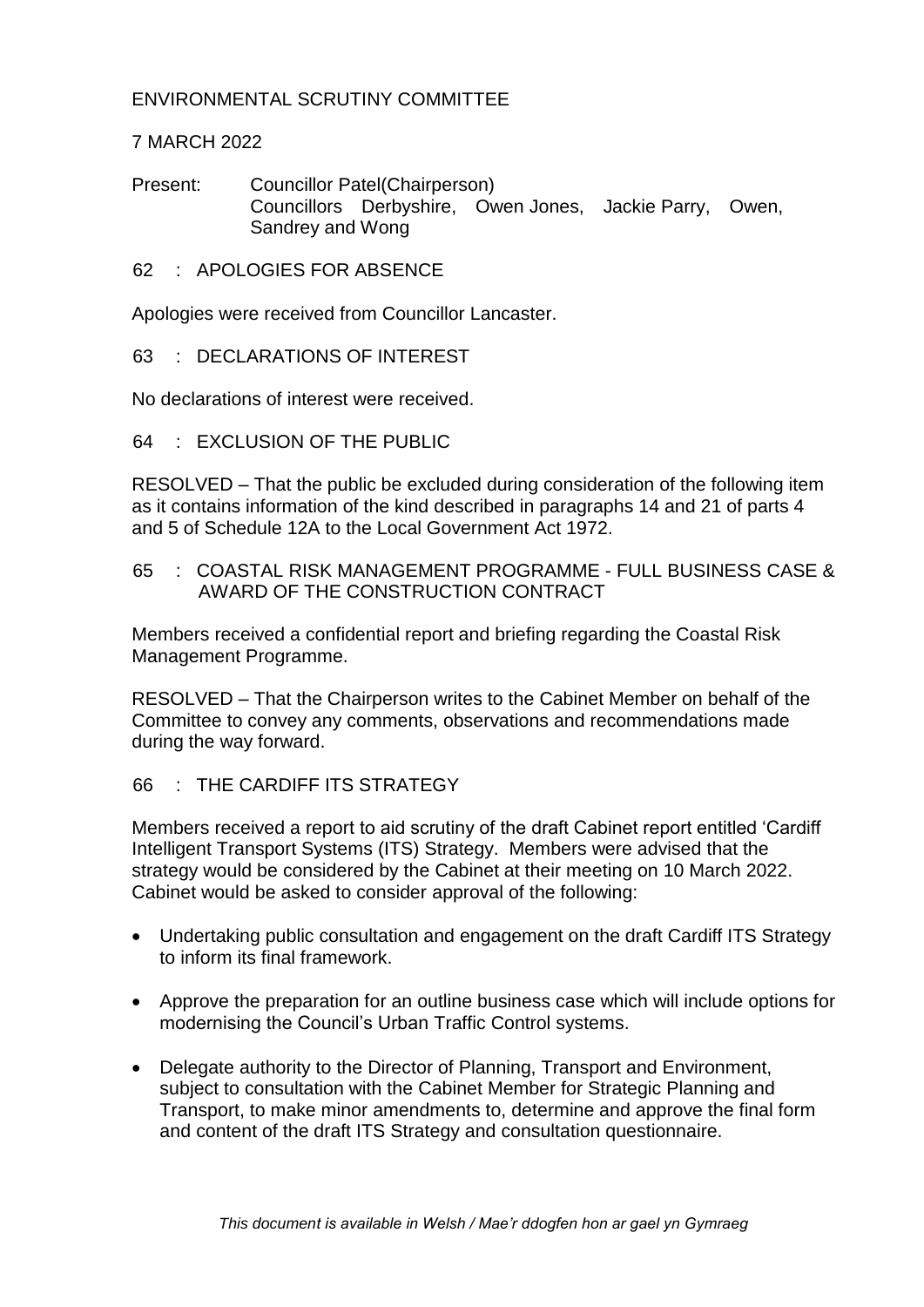# ENVIRONMENTAL SCRUTINY COMMITTEE

7 MARCH 2022

Present: Councillor Patel(Chairperson)
Councillors Derbyshire, Owen Jones, Jackie Parry, Owen, Sandrey and Wong

## 62 : APOLOGIES FOR ABSENCE

Apologies were received from Councillor Lancaster.

## 63 : DECLARATIONS OF INTEREST

No declarations of interest were received.

## 64 : EXCLUSION OF THE PUBLIC

RESOLVED – That the public be excluded during consideration of the following item as it contains information of the kind described in paragraphs 14 and 21 of parts 4 and 5 of Schedule 12A to the Local Government Act 1972.

## 65 : COASTAL RISK MANAGEMENT PROGRAMME - FULL BUSINESS CASE & AWARD OF THE CONSTRUCTION CONTRACT

Members received a confidential report and briefing regarding the Coastal Risk Management Programme.

RESOLVED – That the Chairperson writes to the Cabinet Member on behalf of the Committee to convey any comments, observations and recommendations made during the way forward.

## 66 : THE CARDIFF ITS STRATEGY

Members received a report to aid scrutiny of the draft Cabinet report entitled 'Cardiff Intelligent Transport Systems (ITS) Strategy. Members were advised that the strategy would be considered by the Cabinet at their meeting on 10 March 2022. Cabinet would be asked to consider approval of the following:

- Undertaking public consultation and engagement on the draft Cardiff ITS Strategy to inform its final framework.
- Approve the preparation for an outline business case which will include options for modernising the Council's Urban Traffic Control systems.
- Delegate authority to the Director of Planning, Transport and Environment, subject to consultation with the Cabinet Member for Strategic Planning and Transport, to make minor amendments to, determine and approve the final form and content of the draft ITS Strategy and consultation questionnaire.

*This document is available in Welsh / Mae'r ddogfen hon ar gael yn Gymraeg*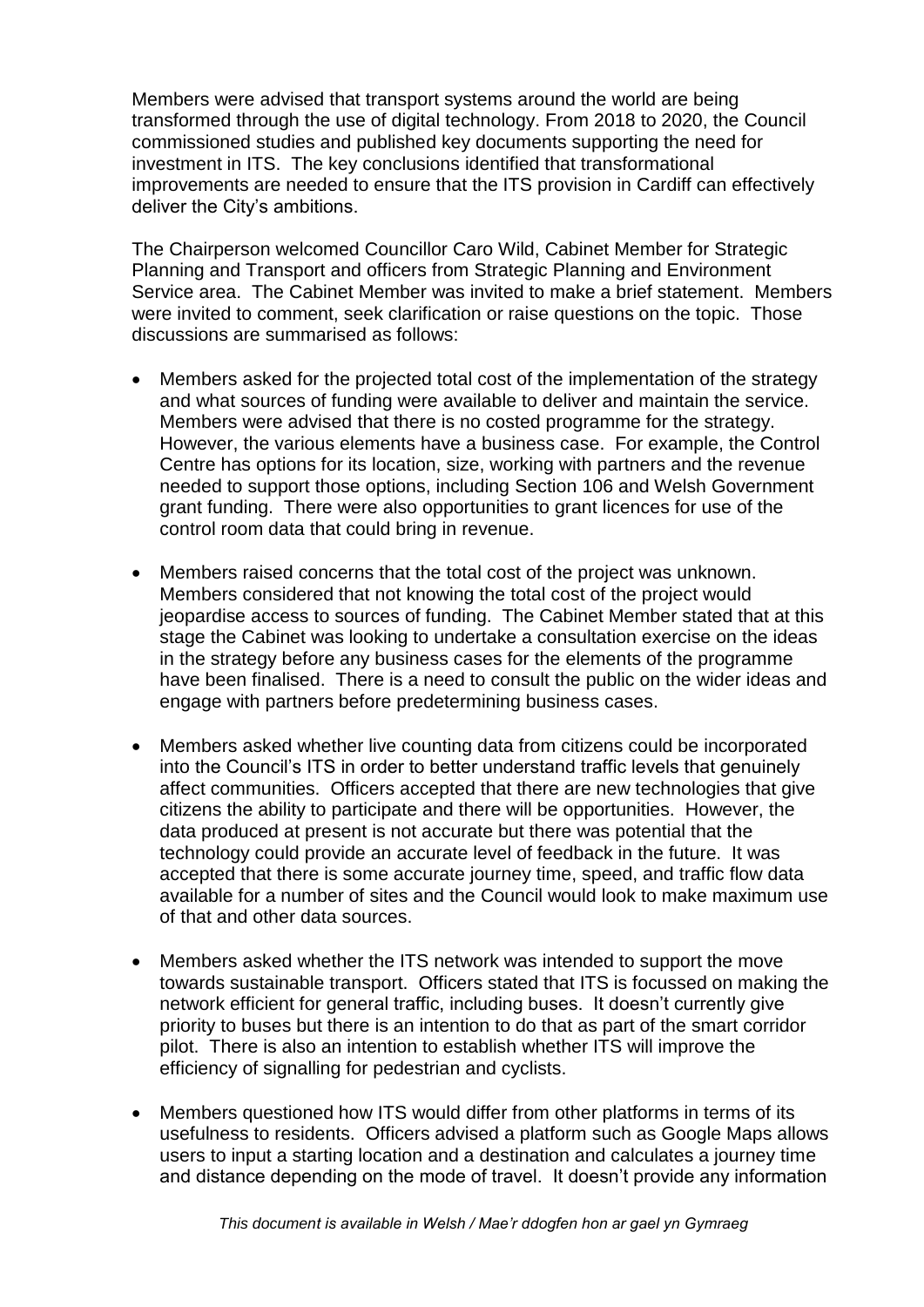Members were advised that transport systems around the world are being transformed through the use of digital technology. From 2018 to 2020, the Council commissioned studies and published key documents supporting the need for investment in ITS. The key conclusions identified that transformational improvements are needed to ensure that the ITS provision in Cardiff can effectively deliver the City's ambitions.

The Chairperson welcomed Councillor Caro Wild, Cabinet Member for Strategic Planning and Transport and officers from Strategic Planning and Environment Service area. The Cabinet Member was invited to make a brief statement. Members were invited to comment, seek clarification or raise questions on the topic. Those discussions are summarised as follows:

- Members asked for the projected total cost of the implementation of the strategy and what sources of funding were available to deliver and maintain the service. Members were advised that there is no costed programme for the strategy. However, the various elements have a business case. For example, the Control Centre has options for its location, size, working with partners and the revenue needed to support those options, including Section 106 and Welsh Government grant funding. There were also opportunities to grant licences for use of the control room data that could bring in revenue.

- Members raised concerns that the total cost of the project was unknown. Members considered that not knowing the total cost of the project would jeopardise access to sources of funding. The Cabinet Member stated that at this stage the Cabinet was looking to undertake a consultation exercise on the ideas in the strategy before any business cases for the elements of the programme have been finalised. There is a need to consult the public on the wider ideas and engage with partners before predetermining business cases.

- Members asked whether live counting data from citizens could be incorporated into the Council's ITS in order to better understand traffic levels that genuinely affect communities. Officers accepted that there are new technologies that give citizens the ability to participate and there will be opportunities. However, the data produced at present is not accurate but there was potential that the technology could provide an accurate level of feedback in the future. It was accepted that there is some accurate journey time, speed, and traffic flow data available for a number of sites and the Council would look to make maximum use of that and other data sources.

- Members asked whether the ITS network was intended to support the move towards sustainable transport. Officers stated that ITS is focussed on making the network efficient for general traffic, including buses. It doesn't currently give priority to buses but there is an intention to do that as part of the smart corridor pilot. There is also an intention to establish whether ITS will improve the efficiency of signalling for pedestrian and cyclists.

- Members questioned how ITS would differ from other platforms in terms of its usefulness to residents. Officers advised a platform such as Google Maps allows users to input a starting location and a destination and calculates a journey time and distance depending on the mode of travel. It doesn't provide any information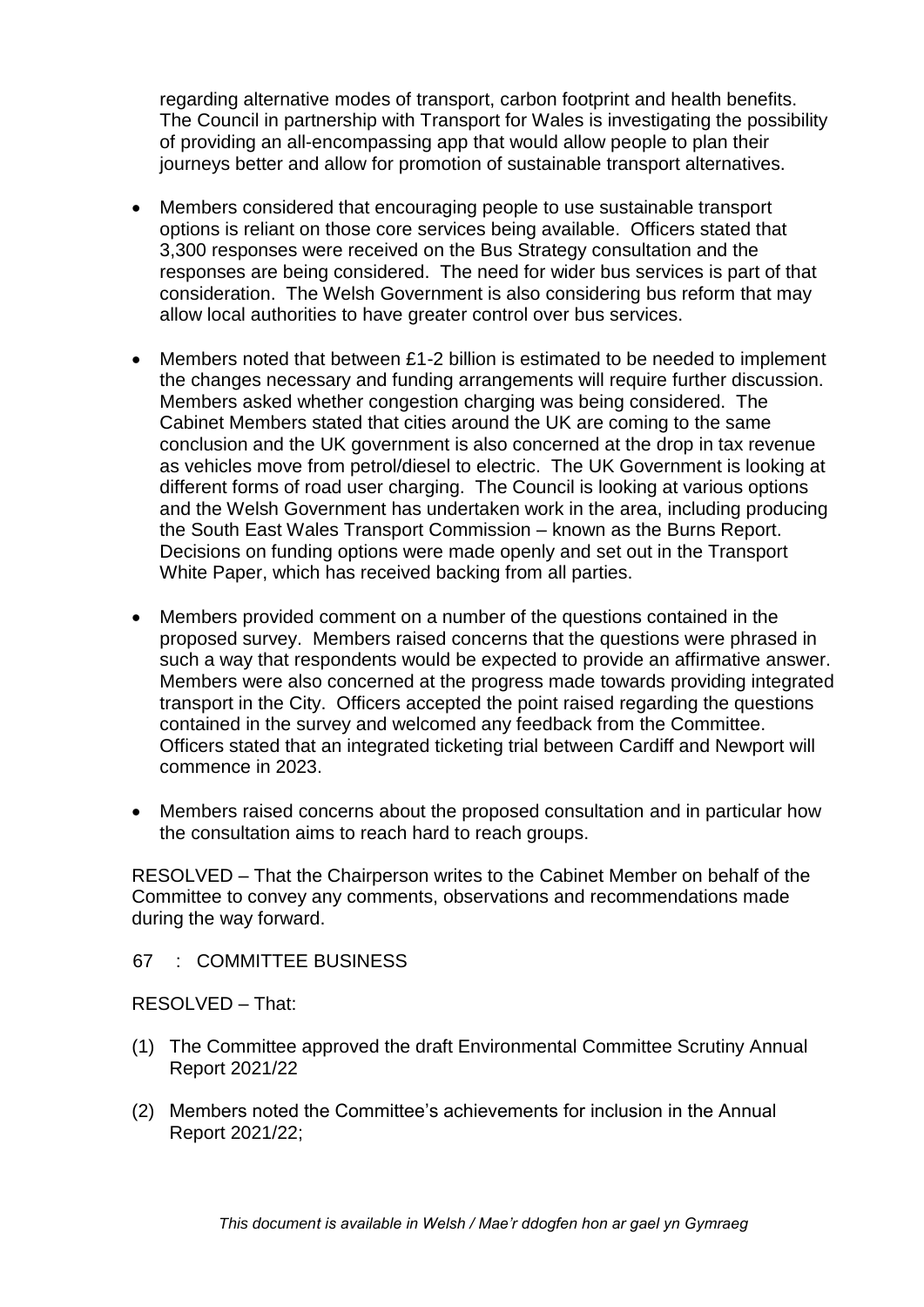regarding alternative modes of transport, carbon footprint and health benefits. The Council in partnership with Transport for Wales is investigating the possibility of providing an all-encompassing app that would allow people to plan their journeys better and allow for promotion of sustainable transport alternatives.

- Members considered that encouraging people to use sustainable transport options is reliant on those core services being available. Officers stated that 3,300 responses were received on the Bus Strategy consultation and the responses are being considered. The need for wider bus services is part of that consideration. The Welsh Government is also considering bus reform that may allow local authorities to have greater control over bus services.

- Members noted that between £1-2 billion is estimated to be needed to implement the changes necessary and funding arrangements will require further discussion. Members asked whether congestion charging was being considered. The Cabinet Members stated that cities around the UK are coming to the same conclusion and the UK government is also concerned at the drop in tax revenue as vehicles move from petrol/diesel to electric. The UK Government is looking at different forms of road user charging. The Council is looking at various options and the Welsh Government has undertaken work in the area, including producing the South East Wales Transport Commission – known as the Burns Report. Decisions on funding options were made openly and set out in the Transport White Paper, which has received backing from all parties.

- Members provided comment on a number of the questions contained in the proposed survey. Members raised concerns that the questions were phrased in such a way that respondents would be expected to provide an affirmative answer. Members were also concerned at the progress made towards providing integrated transport in the City. Officers accepted the point raised regarding the questions contained in the survey and welcomed any feedback from the Committee. Officers stated that an integrated ticketing trial between Cardiff and Newport will commence in 2023.

- Members raised concerns about the proposed consultation and in particular how the consultation aims to reach hard to reach groups.

RESOLVED – That the Chairperson writes to the Cabinet Member on behalf of the Committee to convey any comments, observations and recommendations made during the way forward.

67 : COMMITTEE BUSINESS

RESOLVED – That:

(1) The Committee approved the draft Environmental Committee Scrutiny Annual Report 2021/22

(2) Members noted the Committee's achievements for inclusion in the Annual Report 2021/22;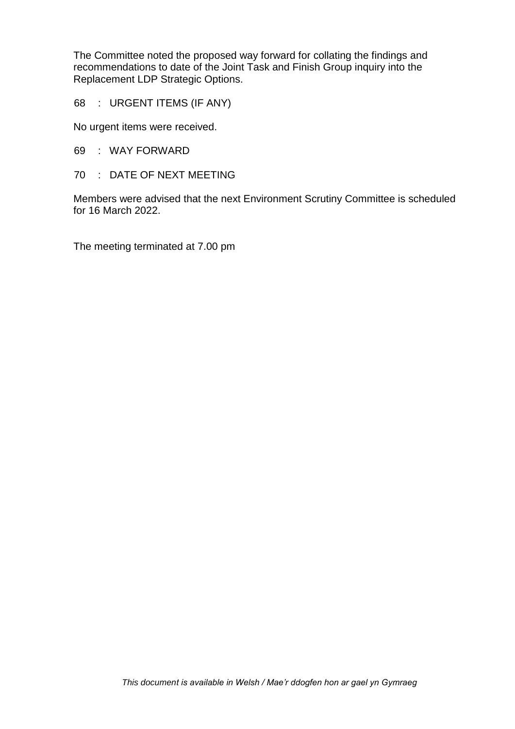The Committee noted the proposed way forward for collating the findings and recommendations to date of the Joint Task and Finish Group inquiry into the Replacement LDP Strategic Options.

## 68 : URGENT ITEMS (IF ANY)

No urgent items were received.

## 69 : WAY FORWARD

## 70 : DATE OF NEXT MEETING

Members were advised that the next Environment Scrutiny Committee is scheduled for 16 March 2022.

The meeting terminated at 7.00 pm

*This document is available in Welsh / Mae'r ddogfen hon ar gael yn Gymraeg*